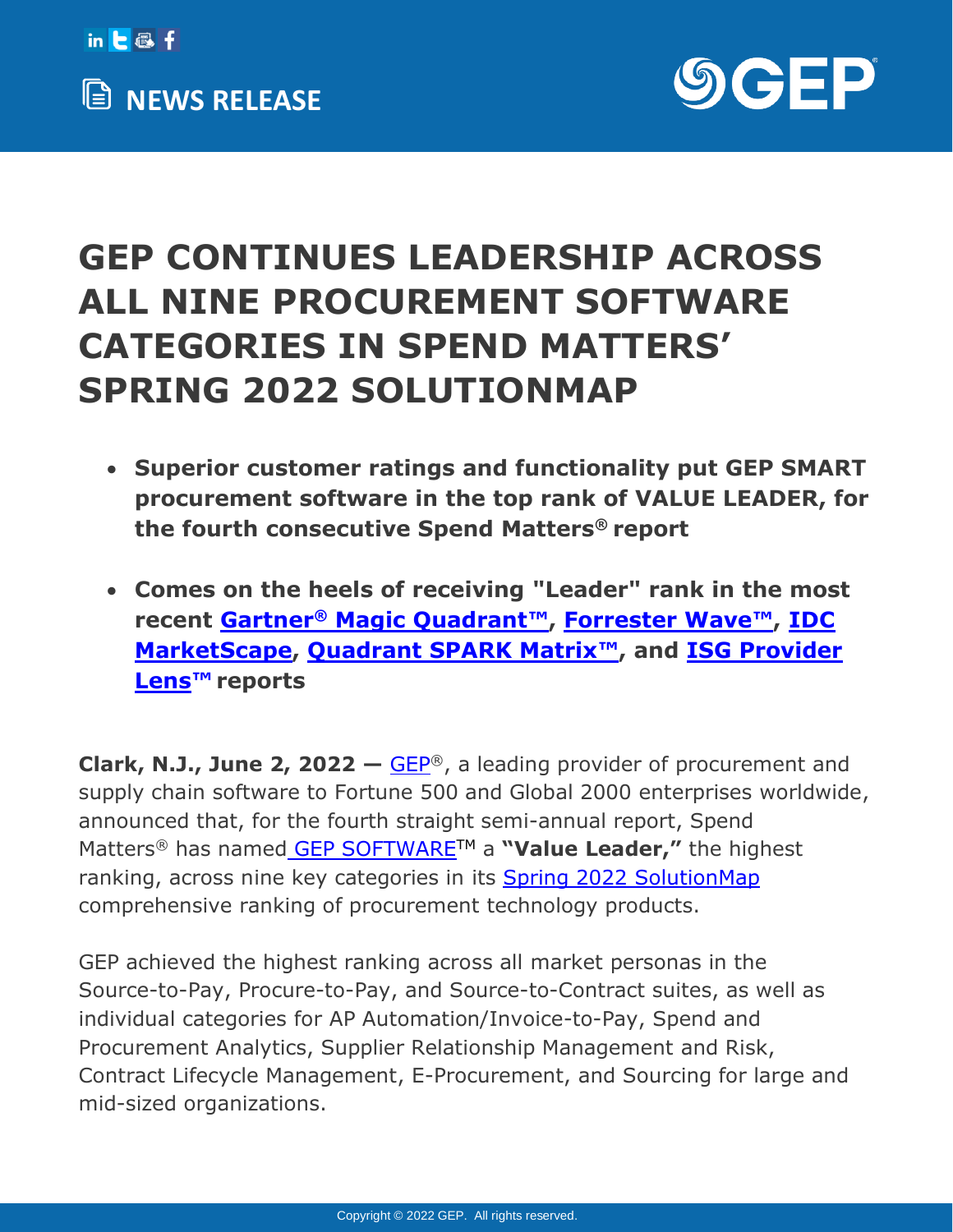NEWS RELEASE

# GEP CONTINUES LEADERSHIP ACROSS ALL NINE PROCUREMENT SOFTWARE CATEGORIES IN SPEND MATTERS' SPRING 2022 SOLUTIONMAP

- **Superior customer ratings and functionality put GEP SMART procurement software in the top rank of VALUE LEADER, for the fourth consecutive Spend Matters® report**
- **Comes on the heels of receiving "Leader" rank in the most recent Gartner® Magic Quadrant™, Forrester Wave™, IDC MarketScape, Quadrant SPARK Matrix™, and ISG Provider Lens™ reports**

**Clark, N.J., June 2, 2022 —** GEP®, a leading provider of procurement and supply chain software to Fortune 500 and Global 2000 enterprises worldwide, announced that, for the fourth straight semi-annual report, Spend Matters® has named GEP SOFTWARE™ a **"Value Leader,"** the highest ranking, across nine key categories in its Spring 2022 SolutionMap comprehensive ranking of procurement technology products.

GEP achieved the highest ranking across all market personas in the Source-to-Pay, Procure-to-Pay, and Source-to-Contract suites, as well as individual categories for AP Automation/Invoice-to-Pay, Spend and Procurement Analytics, Supplier Relationship Management and Risk, Contract Lifecycle Management, E-Procurement, and Sourcing for large and mid-sized organizations.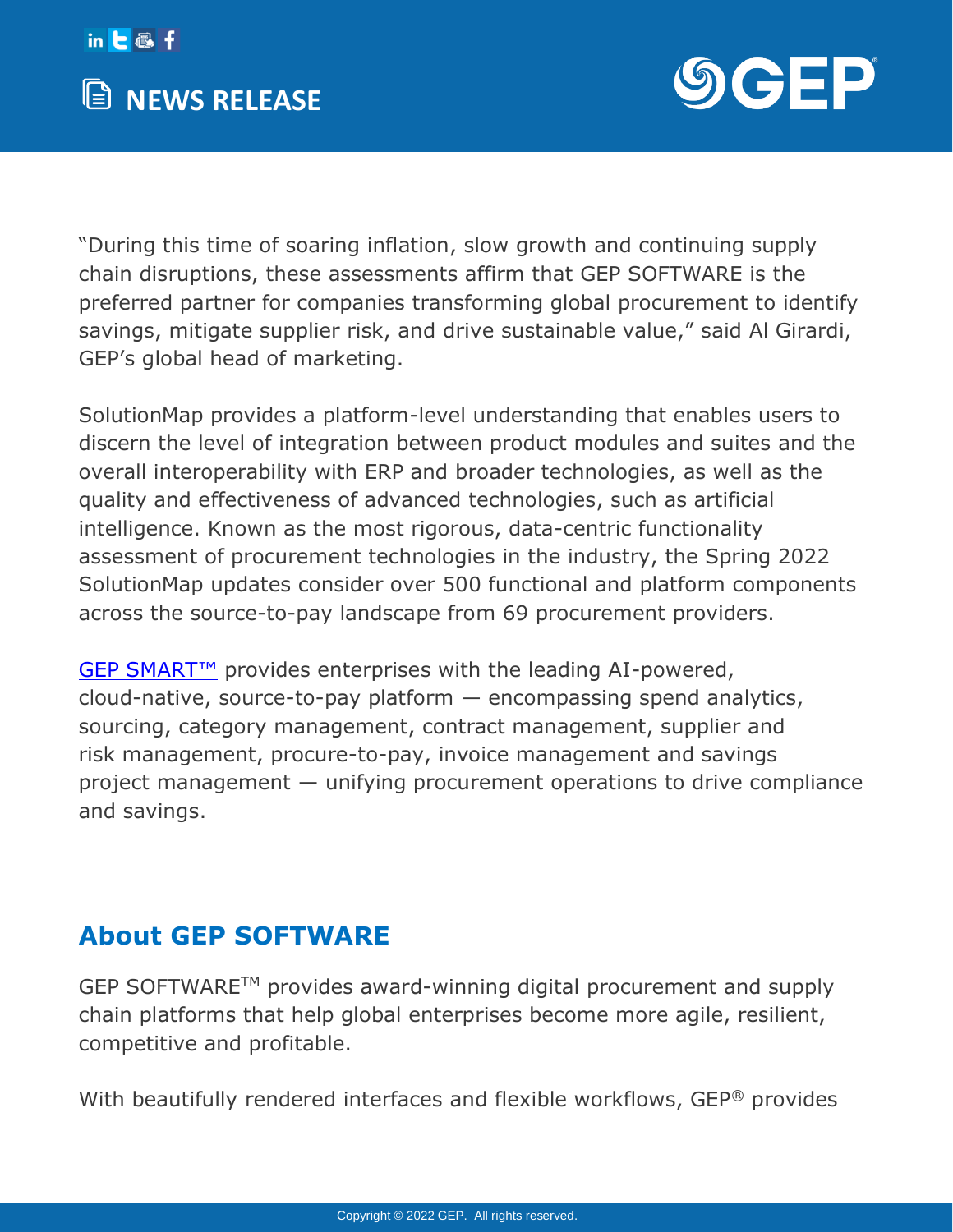“During this time of soaring inflation, slow growth and continuing supply chain disruptions, these assessments affirm that GEP SOFTWARE is the preferred partner for companies transforming global procurement to identify savings, mitigate supplier risk, and drive sustainable value,” said Al Girardi, GEP’s global head of marketing.

SolutionMap provides a platform-level understanding that enables users to discern the level of integration between product modules and suites and the overall interoperability with ERP and broader technologies, as well as the quality and effectiveness of advanced technologies, such as artificial intelligence. Known as the most rigorous, data-centric functionality assessment of procurement technologies in the industry, the Spring 2022 SolutionMap updates consider over 500 functional and platform components across the source-to-pay landscape from 69 procurement providers.

GEP SMART™ provides enterprises with the leading AI-powered, cloud-native, source-to-pay platform — encompassing spend analytics, sourcing, category management, contract management, supplier and risk management, procure-to-pay, invoice management and savings project management — unifying procurement operations to drive compliance and savings.

## About GEP SOFTWARE

GEP SOFTWARE™ provides award-winning digital procurement and supply chain platforms that help global enterprises become more agile, resilient, competitive and profitable.

With beautifully rendered interfaces and flexible workflows, GEP® provides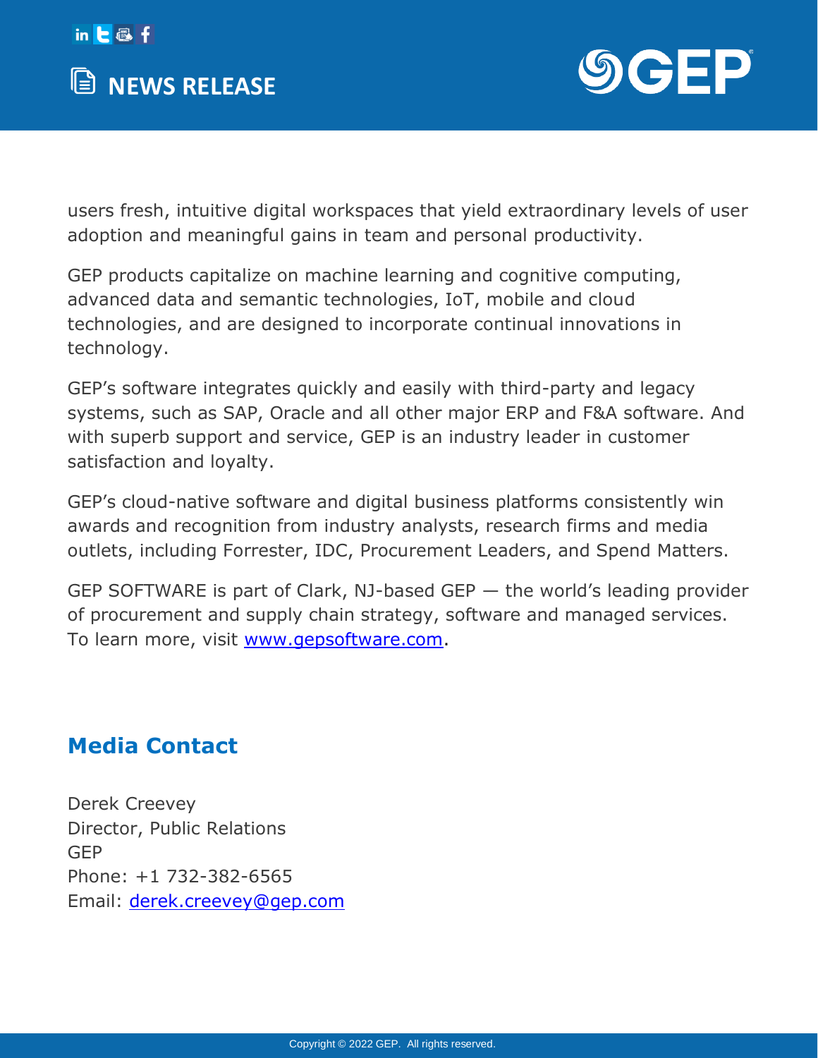users fresh, intuitive digital workspaces that yield extraordinary levels of user adoption and meaningful gains in team and personal productivity.

GEP products capitalize on machine learning and cognitive computing, advanced data and semantic technologies, IoT, mobile and cloud technologies, and are designed to incorporate continual innovations in technology.

GEP's software integrates quickly and easily with third-party and legacy systems, such as SAP, Oracle and all other major ERP and F&A software. And with superb support and service, GEP is an industry leader in customer satisfaction and loyalty.

GEP's cloud-native software and digital business platforms consistently win awards and recognition from industry analysts, research firms and media outlets, including Forrester, IDC, Procurement Leaders, and Spend Matters.

GEP SOFTWARE is part of Clark, NJ-based GEP — the world's leading provider of procurement and supply chain strategy, software and managed services. To learn more, visit [www.gepsoftware.com](http://www.gepsoftware.com).

## Media Contact

Derek Creevey
Director, Public Relations
GEP
Phone: +1 732-382-6565
Email: [derek.creevey@gep.com](mailto:derek.creevey@gep.com)